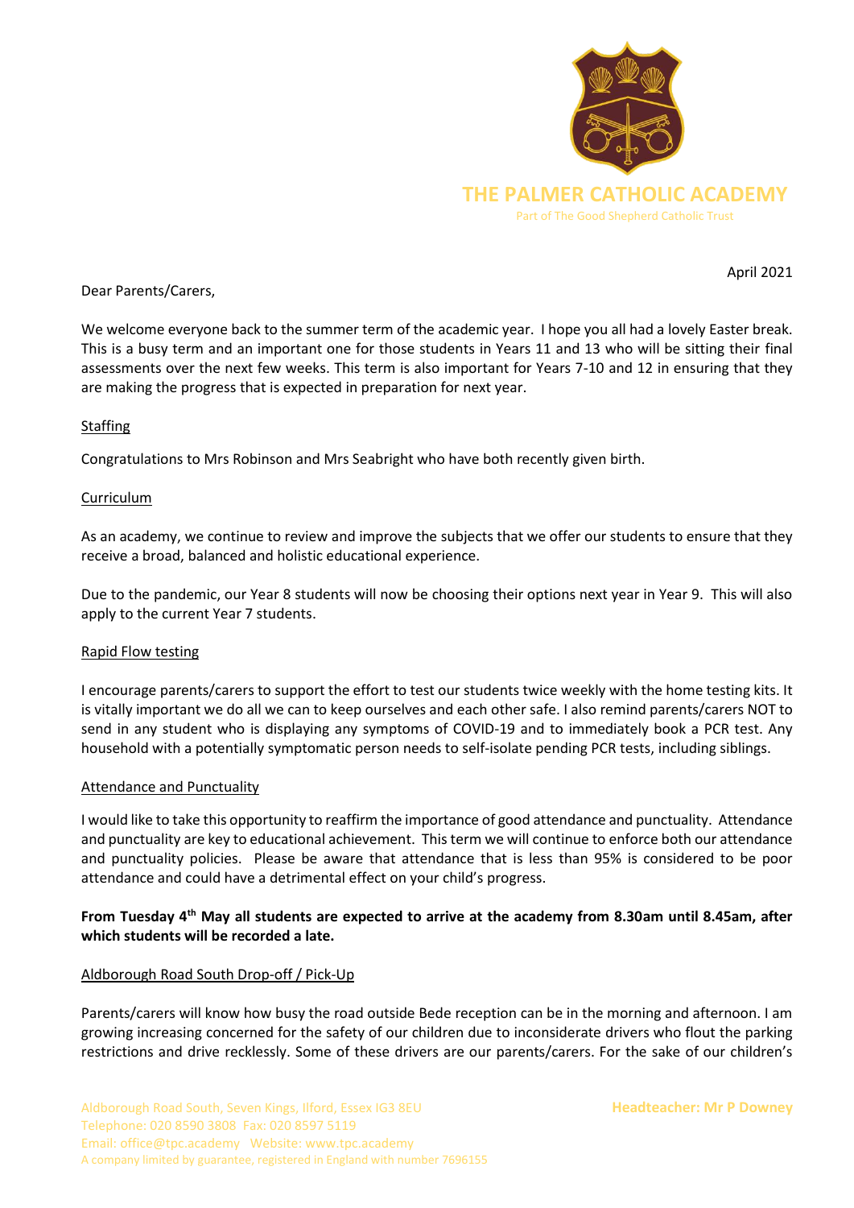# THE PALMER CATHOLIC ACADEMY

Part of The Good Shepherd Catholic Trust

April 2021

Dear Parents/Carers,

We welcome everyone back to the summer term of the academic year. I hope you all had a lovely Easter break. This is a busy term and an important one for those students in Years 11 and 13 who will be sitting their final assessments over the next few weeks. This term is also important for Years 7-10 and 12 in ensuring that they are making the progress that is expected in preparation for next year.

## Staffing

Congratulations to Mrs Robinson and Mrs Seabright who have both recently given birth.

## Curriculum

As an academy, we continue to review and improve the subjects that we offer our students to ensure that they receive a broad, balanced and holistic educational experience.

Due to the pandemic, our Year 8 students will now be choosing their options next year in Year 9. This will also apply to the current Year 7 students.

## Rapid Flow testing

I encourage parents/carers to support the effort to test our students twice weekly with the home testing kits. It is vitally important we do all we can to keep ourselves and each other safe. I also remind parents/carers NOT to send in any student who is displaying any symptoms of COVID-19 and to immediately book a PCR test. Any household with a potentially symptomatic person needs to self-isolate pending PCR tests, including siblings.

## Attendance and Punctuality

I would like to take this opportunity to reaffirm the importance of good attendance and punctuality. Attendance and punctuality are key to educational achievement. This term we will continue to enforce both our attendance and punctuality policies. Please be aware that attendance that is less than 95% is considered to be poor attendance and could have a detrimental effect on your child's progress.

**From Tuesday 4th May all students are expected to arrive at the academy from 8.30am until 8.45am, after which students will be recorded a late.**

## Aldborough Road South Drop-off / Pick-Up

Parents/carers will know how busy the road outside Bede reception can be in the morning and afternoon. I am growing increasing concerned for the safety of our children due to inconsiderate drivers who flout the parking restrictions and drive recklessly. Some of these drivers are our parents/carers. For the sake of our children's

Aldborough Road South, Seven Kings, Ilford, Essex IG3 8EU
Telephone: 020 8590 3808 Fax: 020 8597 5119
Email: office@tpc.academy Website: www.tpc.academy
A company limited by guarantee, registered in England with number 7696155

Headteacher: Mr P Downey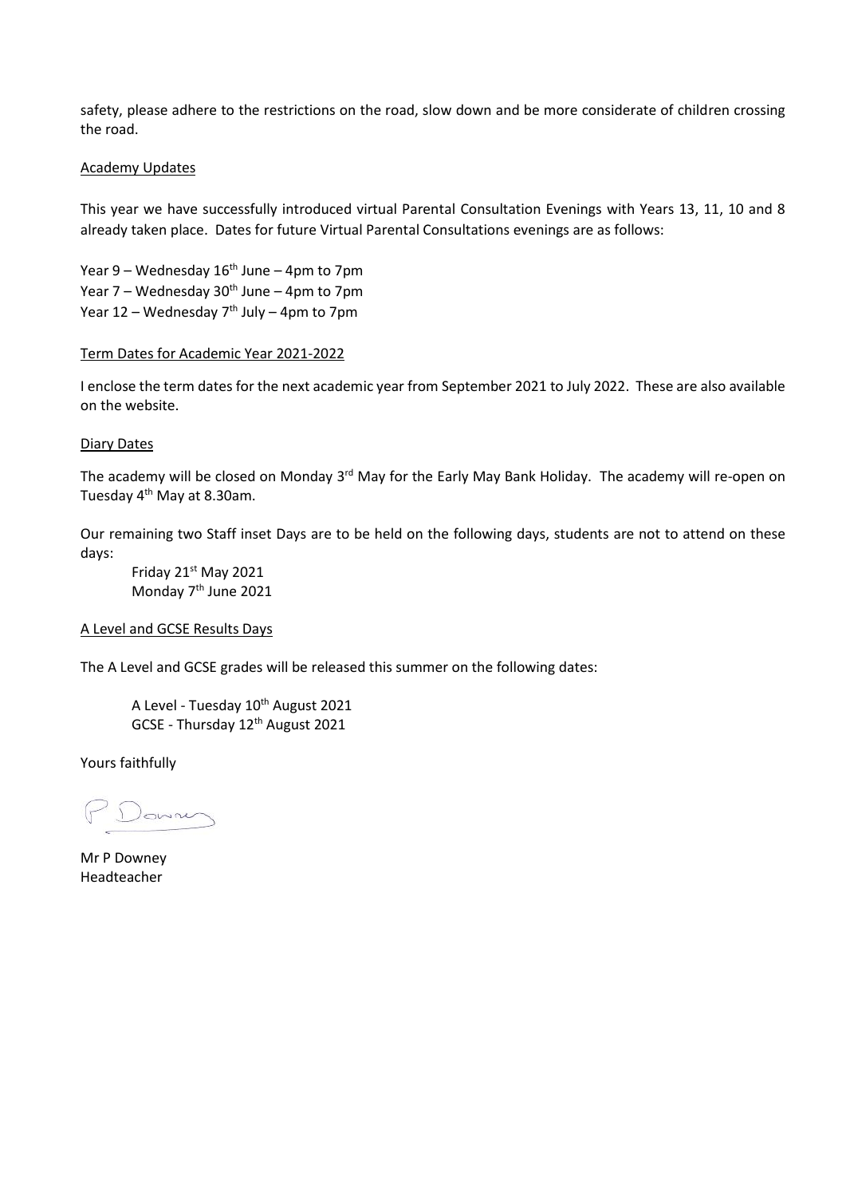safety, please adhere to the restrictions on the road, slow down and be more considerate of children crossing the road.

## Academy Updates

This year we have successfully introduced virtual Parental Consultation Evenings with Years 13, 11, 10 and 8 already taken place. Dates for future Virtual Parental Consultations evenings are as follows:

Year 9 – Wednesday 16th June – 4pm to 7pm
Year 7 – Wednesday 30th June – 4pm to 7pm
Year 12 – Wednesday 7th July – 4pm to 7pm

## Term Dates for Academic Year 2021-2022

I enclose the term dates for the next academic year from September 2021 to July 2022. These are also available on the website.

## Diary Dates

The academy will be closed on Monday 3rd May for the Early May Bank Holiday. The academy will re-open on Tuesday 4th May at 8.30am.

Our remaining two Staff inset Days are to be held on the following days, students are not to attend on these days:

Friday 21st May 2021
Monday 7th June 2021

## A Level and GCSE Results Days

The A Level and GCSE grades will be released this summer on the following dates:

A Level - Tuesday 10th August 2021
GCSE - Thursday 12th August 2021

Yours faithfully

P Downey

Mr P Downey
Headteacher